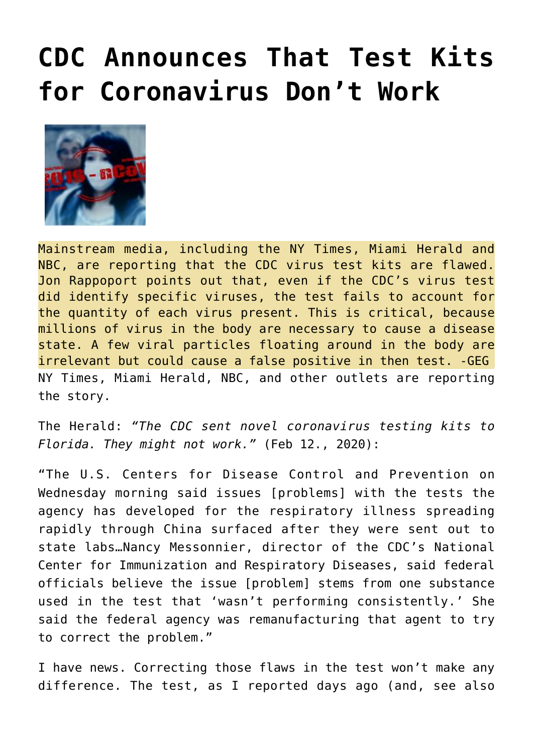# CDC Announces That Test Kits for Coronavirus Don't Work

Mainstream media, including the NY Times, Miami Herald and NBC, are reporting that the CDC virus test kits are flawed. Jon Rappoport points out that, even if the CDC's virus test did identify specific viruses, the test fails to account for the quantity of each virus present. This is critical, because millions of virus in the body are necessary to cause a disease state. A few viral particles floating around in the body are irrelevant but could cause a false positive in then test. -GEG

NY Times, Miami Herald, NBC, and other outlets are reporting the story.

The Herald: *"The CDC sent novel coronavirus testing kits to Florida. They might not work."* (Feb 12., 2020):

"The U.S. Centers for Disease Control and Prevention on Wednesday morning said issues [problems] with the tests the agency has developed for the respiratory illness spreading rapidly through China surfaced after they were sent out to state labs…Nancy Messonnier, director of the CDC's National Center for Immunization and Respiratory Diseases, said federal officials believe the issue [problem] stems from one substance used in the test that 'wasn't performing consistently.' She said the federal agency was remanufacturing that agent to try to correct the problem."

I have news. Correcting those flaws in the test won't make any difference. The test, as I reported days ago (and, see also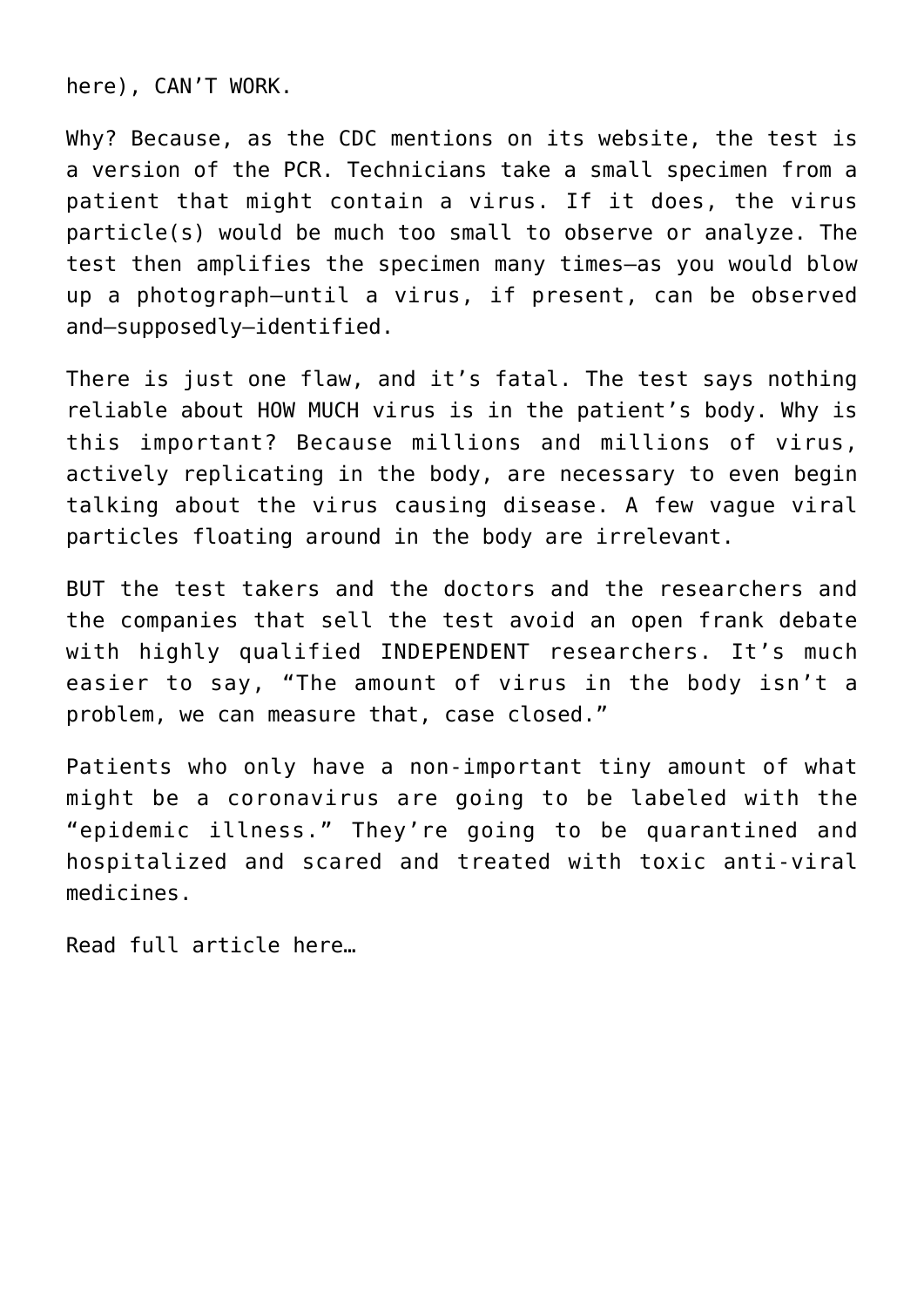here), CAN'T WORK.

Why? Because, as the CDC mentions on its website, the test is a version of the PCR. Technicians take a small specimen from a patient that might contain a virus. If it does, the virus particle(s) would be much too small to observe or analyze. The test then amplifies the specimen many times—as you would blow up a photograph—until a virus, if present, can be observed and—supposedly—identified.

There is just one flaw, and it's fatal. The test says nothing reliable about HOW MUCH virus is in the patient's body. Why is this important? Because millions and millions of virus, actively replicating in the body, are necessary to even begin talking about the virus causing disease. A few vague viral particles floating around in the body are irrelevant.

BUT the test takers and the doctors and the researchers and the companies that sell the test avoid an open frank debate with highly qualified INDEPENDENT researchers. It's much easier to say, "The amount of virus in the body isn't a problem, we can measure that, case closed."

Patients who only have a non-important tiny amount of what might be a coronavirus are going to be labeled with the "epidemic illness." They're going to be quarantined and hospitalized and scared and treated with toxic anti-viral medicines.

Read full article here…